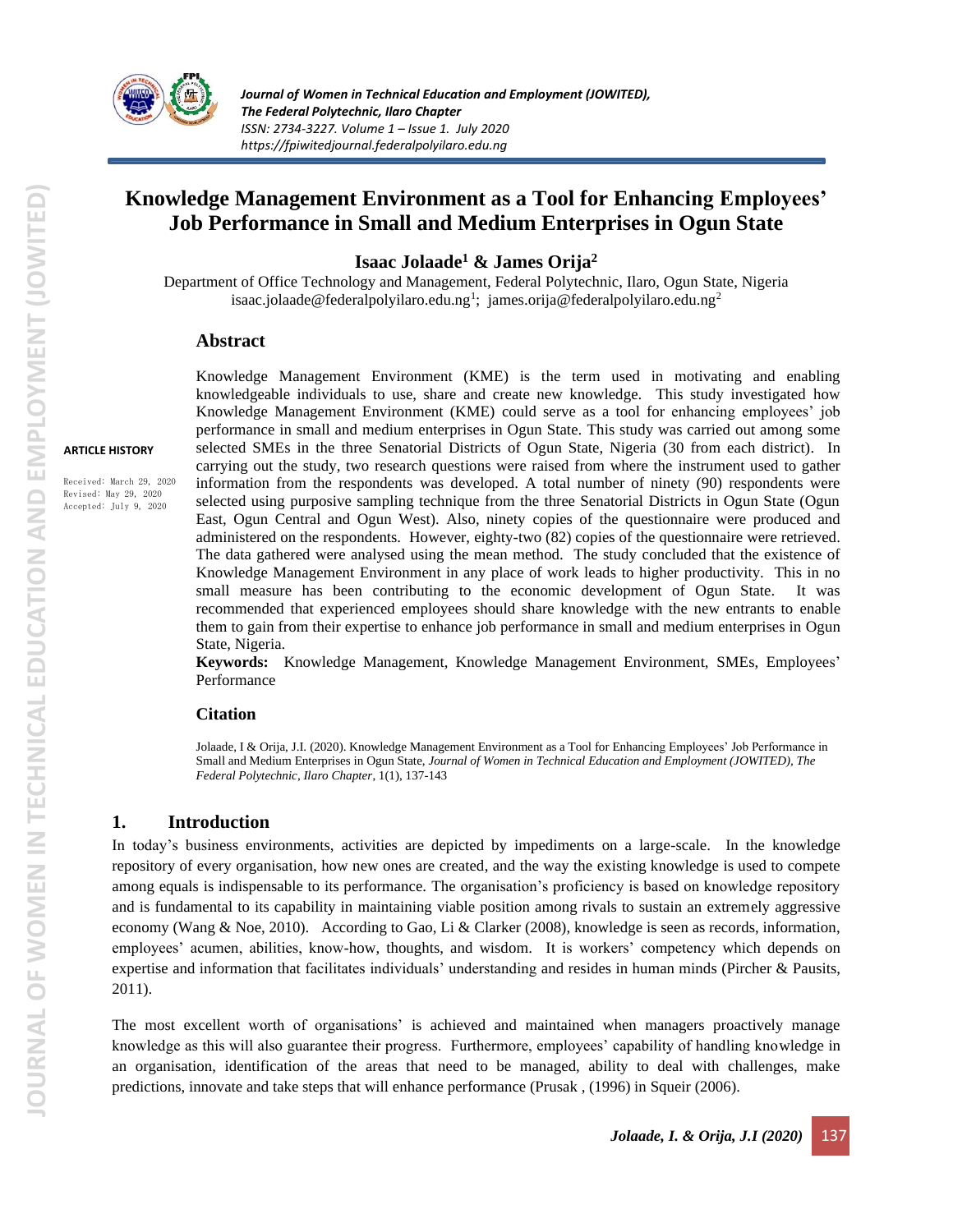# Knowledge Management Environment as a Tool for Enhancing Employees' Job Performance in Small and Medium Enterprises in Ogun State

**Isaac Jolaade[1] & James Orija[2]**

Department of Office Technology and Management, Federal Polytechnic, Ilaro, Ogun State, Nigeria
isaac.jolaade@federalpolyilaro.edu.ng[1]; james.orija@federalpolyilaro.edu.ng[2]

**ARTICLE HISTORY**

Received: March 29, 2020
Revised: May 29, 2020
Accepted: July 9, 2020

## Abstract

Knowledge Management Environment (KME) is the term used in motivating and enabling knowledgeable individuals to use, share and create new knowledge. This study investigated how Knowledge Management Environment (KME) could serve as a tool for enhancing employees' job performance in small and medium enterprises in Ogun State. This study was carried out among some selected SMEs in the three Senatorial Districts of Ogun State, Nigeria (30 from each district). In carrying out the study, two research questions were raised from where the instrument used to gather information from the respondents was developed. A total number of ninety (90) respondents were selected using purposive sampling technique from the three Senatorial Districts in Ogun State (Ogun East, Ogun Central and Ogun West). Also, ninety copies of the questionnaire were produced and administered on the respondents. However, eighty-two (82) copies of the questionnaire were retrieved. The data gathered were analysed using the mean method. The study concluded that the existence of Knowledge Management Environment in any place of work leads to higher productivity. This in no small measure has been contributing to the economic development of Ogun State. It was recommended that experienced employees should share knowledge with the new entrants to enable them to gain from their expertise to enhance job performance in small and medium enterprises in Ogun State, Nigeria.

**Keywords:** Knowledge Management, Knowledge Management Environment, SMEs, Employees' Performance

## Citation

Jolaade, I & Orija, J.I. (2020). Knowledge Management Environment as a Tool for Enhancing Employees' Job Performance in Small and Medium Enterprises in Ogun State, *Journal of Women in Technical Education and Employment (JOWITED), The Federal Polytechnic, Ilaro Chapter*, 1(1), 137-143

## 1. Introduction

In today's business environments, activities are depicted by impediments on a large-scale. In the knowledge repository of every organisation, how new ones are created, and the way the existing knowledge is used to compete among equals is indispensable to its performance. The organisation's proficiency is based on knowledge repository and is fundamental to its capability in maintaining viable position among rivals to sustain an extremely aggressive economy (Wang & Noe, 2010). According to Gao, Li & Clarker (2008), knowledge is seen as records, information, employees' acumen, abilities, know-how, thoughts, and wisdom. It is workers' competency which depends on expertise and information that facilitates individuals' understanding and resides in human minds (Pircher & Pausits, 2011).

The most excellent worth of organisations' is achieved and maintained when managers proactively manage knowledge as this will also guarantee their progress. Furthermore, employees' capability of handling knowledge in an organisation, identification of the areas that need to be managed, ability to deal with challenges, make predictions, innovate and take steps that will enhance performance (Prusak , (1996) in Squeir (2006).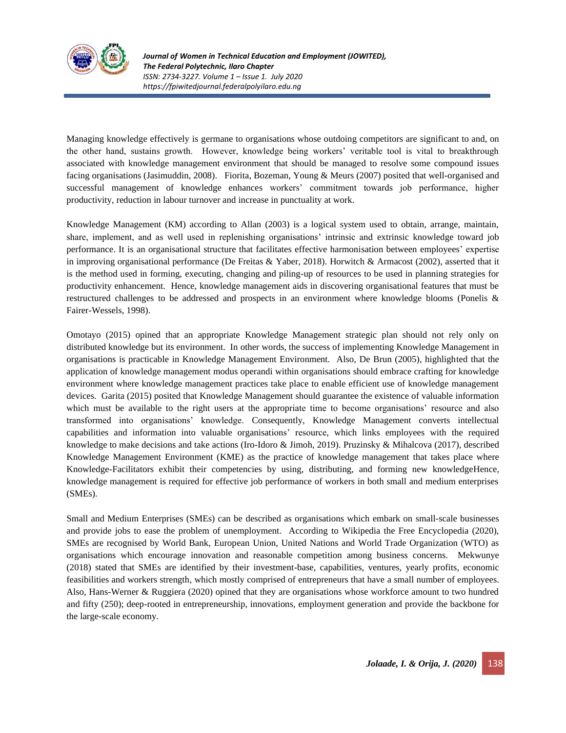Managing knowledge effectively is germane to organisations whose outdoing competitors are significant to and, on the other hand, sustains growth. However, knowledge being workers' veritable tool is vital to breakthrough associated with knowledge management environment that should be managed to resolve some compound issues facing organisations (Jasimuddin, 2008). Fiorita, Bozeman, Young & Meurs (2007) posited that well-organised and successful management of knowledge enhances workers' commitment towards job performance, higher productivity, reduction in labour turnover and increase in punctuality at work.

Knowledge Management (KM) according to Allan (2003) is a logical system used to obtain, arrange, maintain, share, implement, and as well used in replenishing organisations' intrinsic and extrinsic knowledge toward job performance. It is an organisational structure that facilitates effective harmonisation between employees' expertise in improving organisational performance (De Freitas & Yaber, 2018). Horwitch & Armacost (2002), asserted that it is the method used in forming, executing, changing and piling-up of resources to be used in planning strategies for productivity enhancement. Hence, knowledge management aids in discovering organisational features that must be restructured challenges to be addressed and prospects in an environment where knowledge blooms (Ponelis & Fairer-Wessels, 1998).

Omotayo (2015) opined that an appropriate Knowledge Management strategic plan should not rely only on distributed knowledge but its environment. In other words, the success of implementing Knowledge Management in organisations is practicable in Knowledge Management Environment. Also, De Brun (2005), highlighted that the application of knowledge management modus operandi within organisations should embrace crafting for knowledge environment where knowledge management practices take place to enable efficient use of knowledge management devices. Garita (2015) posited that Knowledge Management should guarantee the existence of valuable information which must be available to the right users at the appropriate time to become organisations' resource and also transformed into organisations' knowledge. Consequently, Knowledge Management converts intellectual capabilities and information into valuable organisations' resource, which links employees with the required knowledge to make decisions and take actions (Iro-Idoro & Jimoh, 2019). Pruzinsky & Mihalcova (2017), described Knowledge Management Environment (KME) as the practice of knowledge management that takes place where Knowledge-Facilitators exhibit their competencies by using, distributing, and forming new knowledgeHence, knowledge management is required for effective job performance of workers in both small and medium enterprises (SMEs).

Small and Medium Enterprises (SMEs) can be described as organisations which embark on small-scale businesses and provide jobs to ease the problem of unemployment. According to Wikipedia the Free Encyclopedia (2020), SMEs are recognised by World Bank, European Union, United Nations and World Trade Organization (WTO) as organisations which encourage innovation and reasonable competition among business concerns. Mekwunye (2018) stated that SMEs are identified by their investment-base, capabilities, ventures, yearly profits, economic feasibilities and workers strength, which mostly comprised of entrepreneurs that have a small number of employees. Also, Hans-Werner & Ruggiera (2020) opined that they are organisations whose workforce amount to two hundred and fifty (250); deep-rooted in entrepreneurship, innovations, employment generation and provide the backbone for the large-scale economy.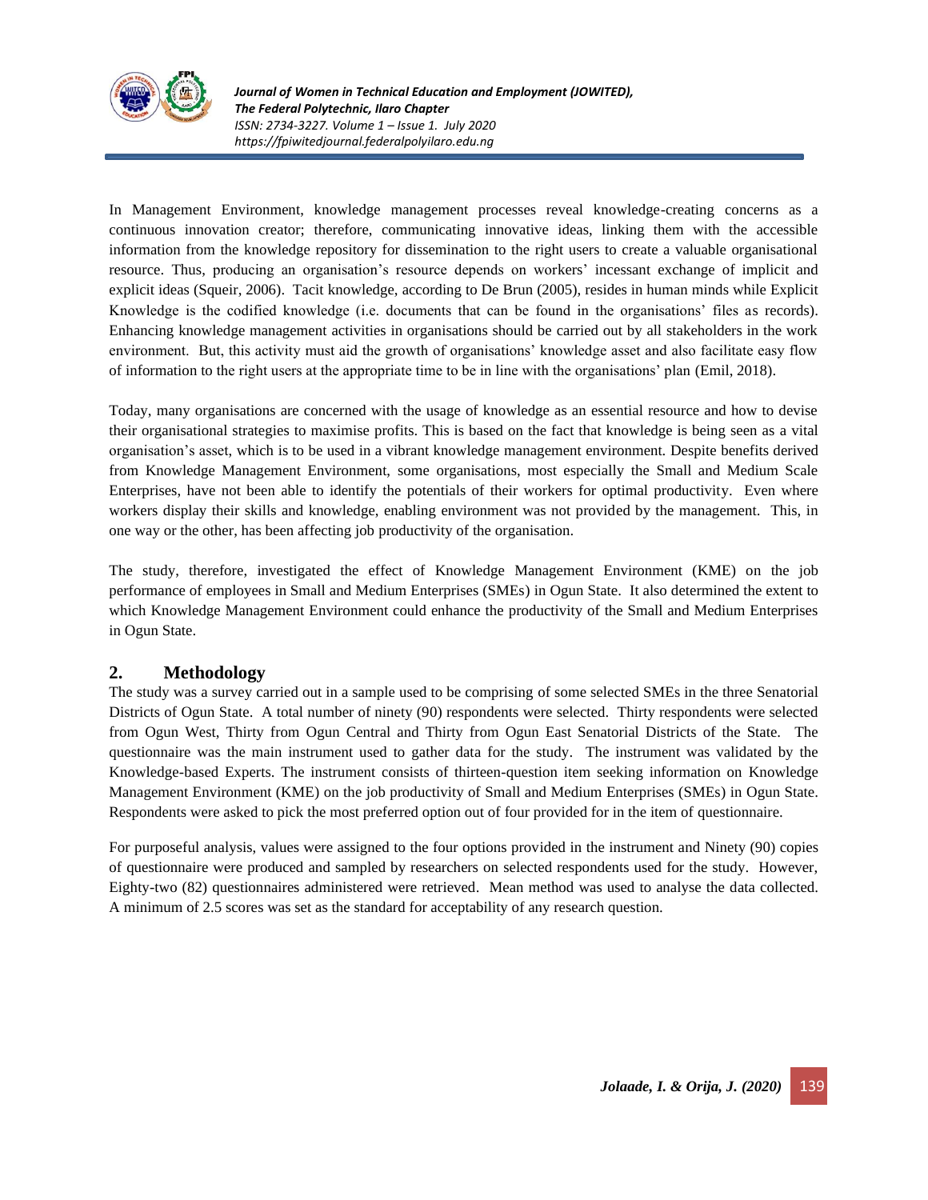In Management Environment, knowledge management processes reveal knowledge-creating concerns as a continuous innovation creator; therefore, communicating innovative ideas, linking them with the accessible information from the knowledge repository for dissemination to the right users to create a valuable organisational resource. Thus, producing an organisation's resource depends on workers' incessant exchange of implicit and explicit ideas (Squeir, 2006). Tacit knowledge, according to De Brun (2005), resides in human minds while Explicit Knowledge is the codified knowledge (i.e. documents that can be found in the organisations' files as records). Enhancing knowledge management activities in organisations should be carried out by all stakeholders in the work environment. But, this activity must aid the growth of organisations' knowledge asset and also facilitate easy flow of information to the right users at the appropriate time to be in line with the organisations' plan (Emil, 2018).

Today, many organisations are concerned with the usage of knowledge as an essential resource and how to devise their organisational strategies to maximise profits. This is based on the fact that knowledge is being seen as a vital organisation's asset, which is to be used in a vibrant knowledge management environment. Despite benefits derived from Knowledge Management Environment, some organisations, most especially the Small and Medium Scale Enterprises, have not been able to identify the potentials of their workers for optimal productivity. Even where workers display their skills and knowledge, enabling environment was not provided by the management. This, in one way or the other, has been affecting job productivity of the organisation.

The study, therefore, investigated the effect of Knowledge Management Environment (KME) on the job performance of employees in Small and Medium Enterprises (SMEs) in Ogun State. It also determined the extent to which Knowledge Management Environment could enhance the productivity of the Small and Medium Enterprises in Ogun State.

## 2. Methodology

The study was a survey carried out in a sample used to be comprising of some selected SMEs in the three Senatorial Districts of Ogun State. A total number of ninety (90) respondents were selected. Thirty respondents were selected from Ogun West, Thirty from Ogun Central and Thirty from Ogun East Senatorial Districts of the State. The questionnaire was the main instrument used to gather data for the study. The instrument was validated by the Knowledge-based Experts. The instrument consists of thirteen-question item seeking information on Knowledge Management Environment (KME) on the job productivity of Small and Medium Enterprises (SMEs) in Ogun State. Respondents were asked to pick the most preferred option out of four provided for in the item of questionnaire.

For purposeful analysis, values were assigned to the four options provided in the instrument and Ninety (90) copies of questionnaire were produced and sampled by researchers on selected respondents used for the study. However, Eighty-two (82) questionnaires administered were retrieved. Mean method was used to analyse the data collected. A minimum of 2.5 scores was set as the standard for acceptability of any research question.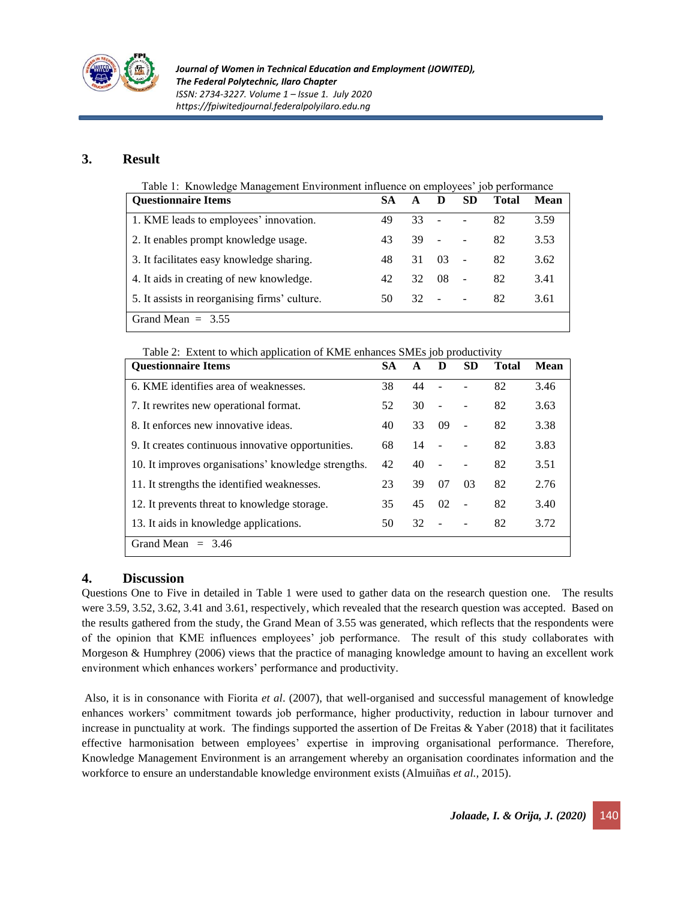## 3. Result

Table 1: Knowledge Management Environment influence on employees' job performance

| Questionnaire Items | SA | A | D | SD | Total | Mean |
|---|---|---|---|---|---|---|
| 1. KME leads to employees' innovation. | 49 | 33 | - | - | 82 | 3.59 |
| 2. It enables prompt knowledge usage. | 43 | 39 | - | - | 82 | 3.53 |
| 3. It facilitates easy knowledge sharing. | 48 | 31 | 03 | - | 82 | 3.62 |
| 4. It aids in creating of new knowledge. | 42 | 32 | 08 | - | 82 | 3.41 |
| 5. It assists in reorganising firms' culture. | 50 | 32 | - | - | 82 | 3.61 |
| Grand Mean = 3.55 | | | | | | |

Table 2: Extent to which application of KME enhances SMEs job productivity

| Questionnaire Items | SA | A | D | SD | Total | Mean |
|---|---|---|---|---|---|---|
| 6. KME identifies area of weaknesses. | 38 | 44 | - | - | 82 | 3.46 |
| 7. It rewrites new operational format. | 52 | 30 | - | - | 82 | 3.63 |
| 8. It enforces new innovative ideas. | 40 | 33 | 09 | - | 82 | 3.38 |
| 9. It creates continuous innovative opportunities. | 68 | 14 | - | - | 82 | 3.83 |
| 10. It improves organisations' knowledge strengths. | 42 | 40 | - | - | 82 | 3.51 |
| 11. It strengths the identified weaknesses. | 23 | 39 | 07 | 03 | 82 | 2.76 |
| 12. It prevents threat to knowledge storage. | 35 | 45 | 02 | - | 82 | 3.40 |
| 13. It aids in knowledge applications. | 50 | 32 | - | - | 82 | 3.72 |
| Grand Mean = 3.46 | | | | | | |

## 4. Discussion

Questions One to Five in detailed in Table 1 were used to gather data on the research question one. The results were 3.59, 3.52, 3.62, 3.41 and 3.61, respectively, which revealed that the research question was accepted. Based on the results gathered from the study, the Grand Mean of 3.55 was generated, which reflects that the respondents were of the opinion that KME influences employees' job performance. The result of this study collaborates with Morgeson & Humphrey (2006) views that the practice of managing knowledge amount to having an excellent work environment which enhances workers' performance and productivity.

Also, it is in consonance with Fiorita *et al*. (2007), that well-organised and successful management of knowledge enhances workers' commitment towards job performance, higher productivity, reduction in labour turnover and increase in punctuality at work. The findings supported the assertion of De Freitas & Yaber (2018) that it facilitates effective harmonisation between employees' expertise in improving organisational performance. Therefore, Knowledge Management Environment is an arrangement whereby an organisation coordinates information and the workforce to ensure an understandable knowledge environment exists (Almuiñas *et al.*, 2015).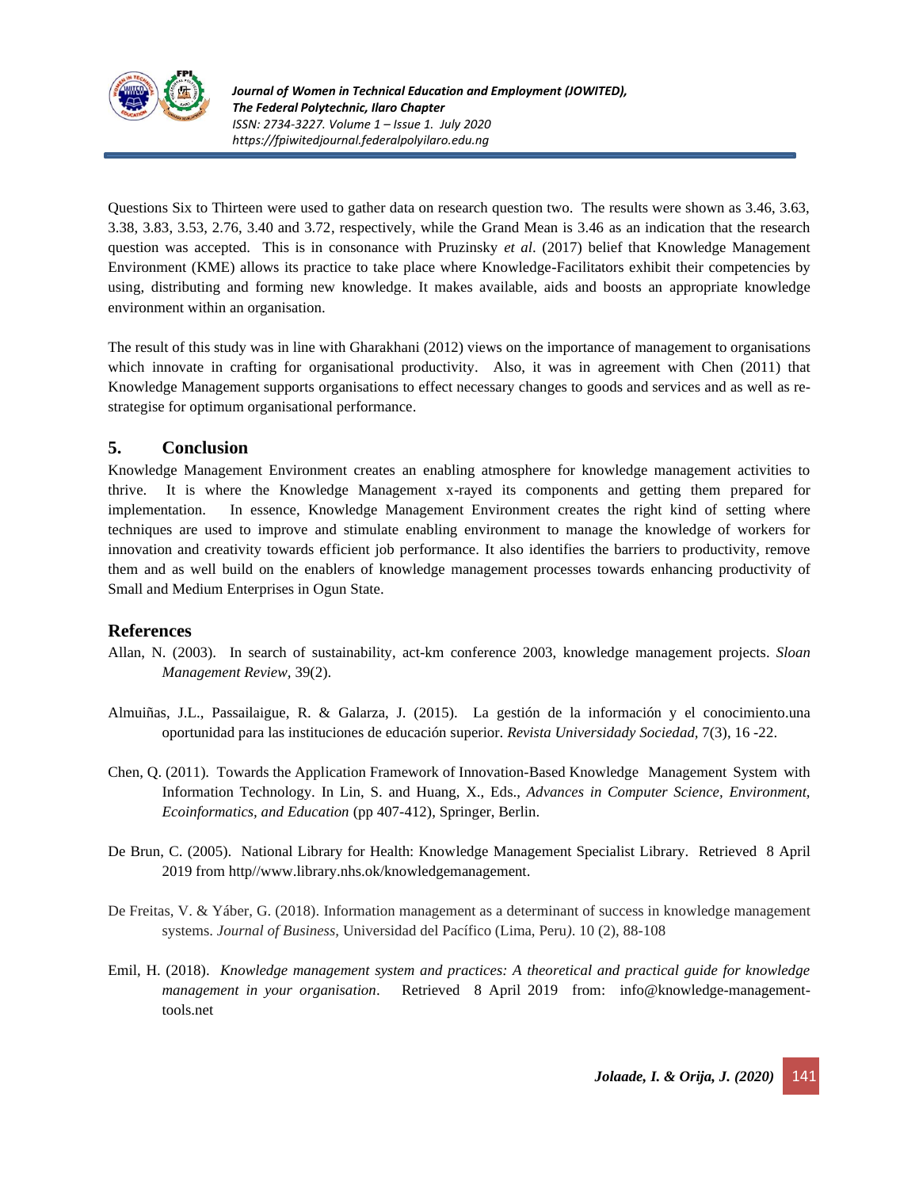Questions Six to Thirteen were used to gather data on research question two. The results were shown as 3.46, 3.63, 3.38, 3.83, 3.53, 2.76, 3.40 and 3.72, respectively, while the Grand Mean is 3.46 as an indication that the research question was accepted. This is in consonance with Pruzinsky *et al*. (2017) belief that Knowledge Management Environment (KME) allows its practice to take place where Knowledge-Facilitators exhibit their competencies by using, distributing and forming new knowledge. It makes available, aids and boosts an appropriate knowledge environment within an organisation.

The result of this study was in line with Gharakhani (2012) views on the importance of management to organisations which innovate in crafting for organisational productivity. Also, it was in agreement with Chen (2011) that Knowledge Management supports organisations to effect necessary changes to goods and services and as well as re-strategise for optimum organisational performance.

## 5. Conclusion

Knowledge Management Environment creates an enabling atmosphere for knowledge management activities to thrive. It is where the Knowledge Management x-rayed its components and getting them prepared for implementation. In essence, Knowledge Management Environment creates the right kind of setting where techniques are used to improve and stimulate enabling environment to manage the knowledge of workers for innovation and creativity towards efficient job performance. It also identifies the barriers to productivity, remove them and as well build on the enablers of knowledge management processes towards enhancing productivity of Small and Medium Enterprises in Ogun State.

## References

Allan, N. (2003). In search of sustainability, act-km conference 2003, knowledge management projects. *Sloan Management Review*, 39(2).

Almuiñas, J.L., Passailaigue, R. & Galarza, J. (2015). La gestión de la información y el conocimiento.una oportunidad para las instituciones de educación superior. *Revista Universidady Sociedad,* 7(3), 16 -22.

Chen, Q. (2011). Towards the Application Framework of Innovation-Based Knowledge Management System with Information Technology. In Lin, S. and Huang, X., Eds., *Advances in Computer Science, Environment, Ecoinformatics, and Education* (pp 407-412), Springer, Berlin.

De Brun, C. (2005). National Library for Health: Knowledge Management Specialist Library. Retrieved 8 April 2019 from http//www.library.nhs.ok/knowledgemanagement.

De Freitas, V. & Yáber, G. (2018). Information management as a determinant of success in knowledge management systems. *Journal of Business,* Universidad del Pacífico (Lima, Peru*)*. 10 (2), 88-108

Emil, H. (2018). *Knowledge management system and practices: A theoretical and practical guide for knowledge management in your organisation*. Retrieved 8 April 2019 from: info@knowledge-management-tools.net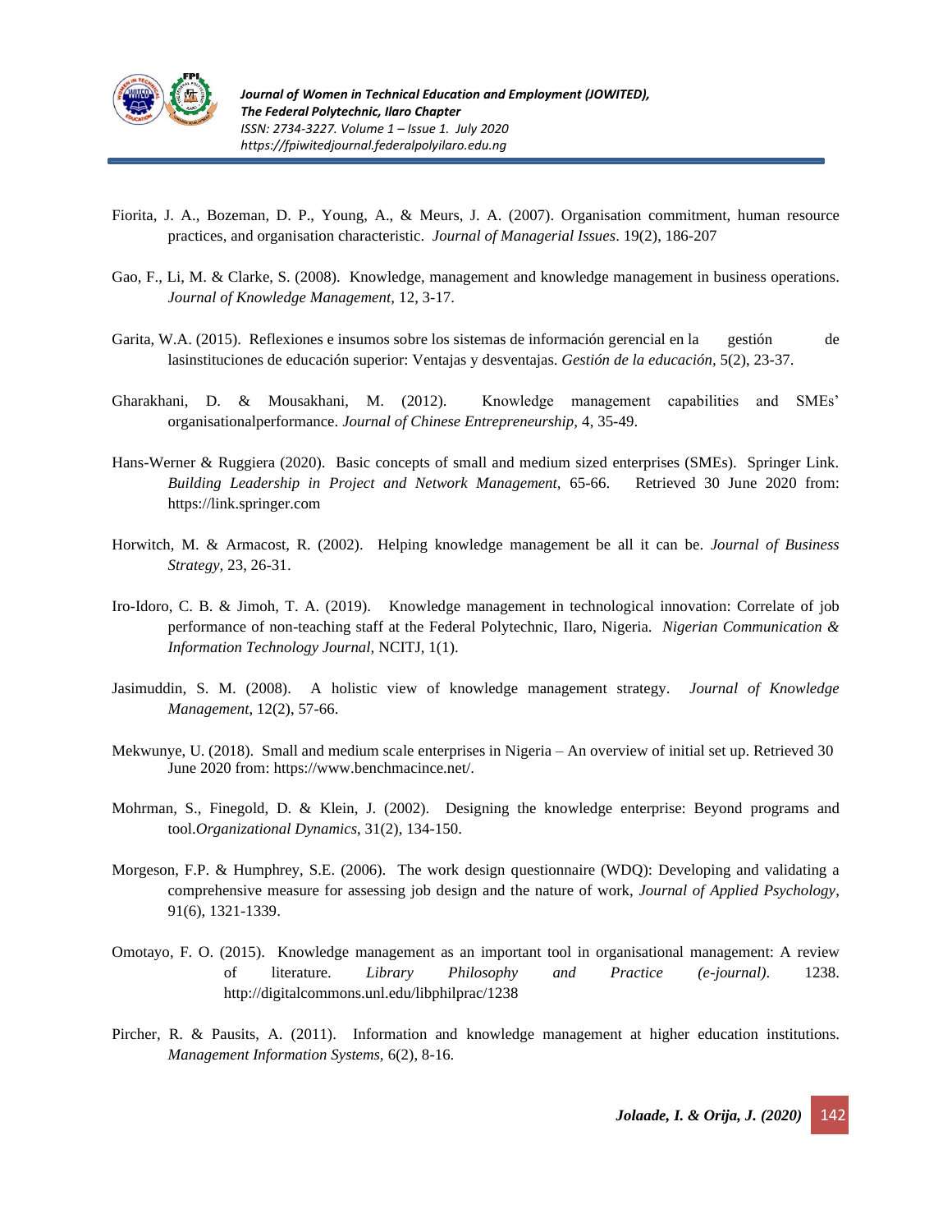Fiorita, J. A., Bozeman, D. P., Young, A., & Meurs, J. A. (2007). Organisation commitment, human resource practices, and organisation characteristic. *Journal of Managerial Issues*. 19(2), 186-207

Gao, F., Li, M. & Clarke, S. (2008). Knowledge, management and knowledge management in business operations. *Journal of Knowledge Management,* 12, 3-17.

Garita, W.A. (2015). Reflexiones e insumos sobre los sistemas de información gerencial en la gestión de lasinstituciones de educación superior: Ventajas y desventajas. *Gestión de la educación*, 5(2), 23-37.

Gharakhani, D. & Mousakhani, M. (2012). Knowledge management capabilities and SMEs' organisationalperformance. *Journal of Chinese Entrepreneurship,* 4, 35-49.

Hans-Werner & Ruggiera (2020). Basic concepts of small and medium sized enterprises (SMEs). Springer Link. *Building Leadership in Project and Network Management,* 65-66. Retrieved 30 June 2020 from: https://link.springer.com

Horwitch, M. & Armacost, R. (2002). Helping knowledge management be all it can be. *Journal of Business Strategy,* 23, 26-31.

Iro-Idoro, C. B. & Jimoh, T. A. (2019). Knowledge management in technological innovation: Correlate of job performance of non-teaching staff at the Federal Polytechnic, Ilaro, Nigeria. *Nigerian Communication & Information Technology Journal,* NCITJ, 1(1).

Jasimuddin, S. M. (2008). A holistic view of knowledge management strategy. *Journal of Knowledge Management*, 12(2), 57-66.

Mekwunye, U. (2018). Small and medium scale enterprises in Nigeria – An overview of initial set up. Retrieved 30 June 2020 from: https://www.benchmacince.net/.

Mohrman, S., Finegold, D. & Klein, J. (2002). Designing the knowledge enterprise: Beyond programs and tool.*Organizational Dynamics*, 31(2), 134-150.

Morgeson, F.P. & Humphrey, S.E. (2006). The work design questionnaire (WDQ): Developing and validating a comprehensive measure for assessing job design and the nature of work, *Journal of Applied Psychology*, 91(6), 1321-1339.

Omotayo, F. O. (2015). Knowledge management as an important tool in organisational management: A review of literature. *Library Philosophy and Practice (e-journal)*. 1238. http://digitalcommons.unl.edu/libphilprac/1238

Pircher, R. & Pausits, A. (2011). Information and knowledge management at higher education institutions. *Management Information Systems,* 6(2), 8-16.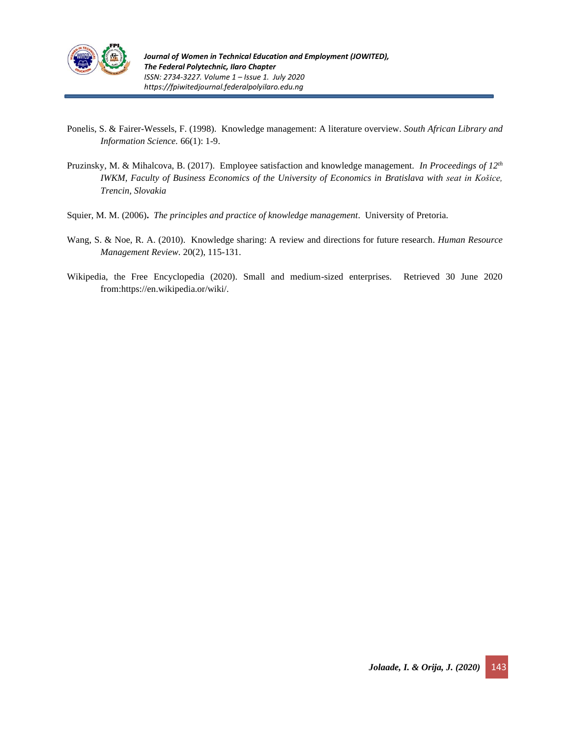Ponelis, S. & Fairer-Wessels, F. (1998). Knowledge management: A literature overview. *South African Library and Information Science.* 66(1): 1-9.

Pruzinsky, M. & Mihalcova, B. (2017). Employee satisfaction and knowledge management. *In Proceedings of 12th IWKM, Faculty of Business Economics of the University of Economics in Bratislava with seat in Košice, Trencin, Slovakia*

Squier, M. M. (2006). *The principles and practice of knowledge management*. University of Pretoria.

Wang, S. & Noe, R. A. (2010). Knowledge sharing: A review and directions for future research. *Human Resource Management Review.* 20(2), 115-131.

Wikipedia, the Free Encyclopedia (2020). Small and medium-sized enterprises. Retrieved 30 June 2020 from:https://en.wikipedia.or/wiki/.